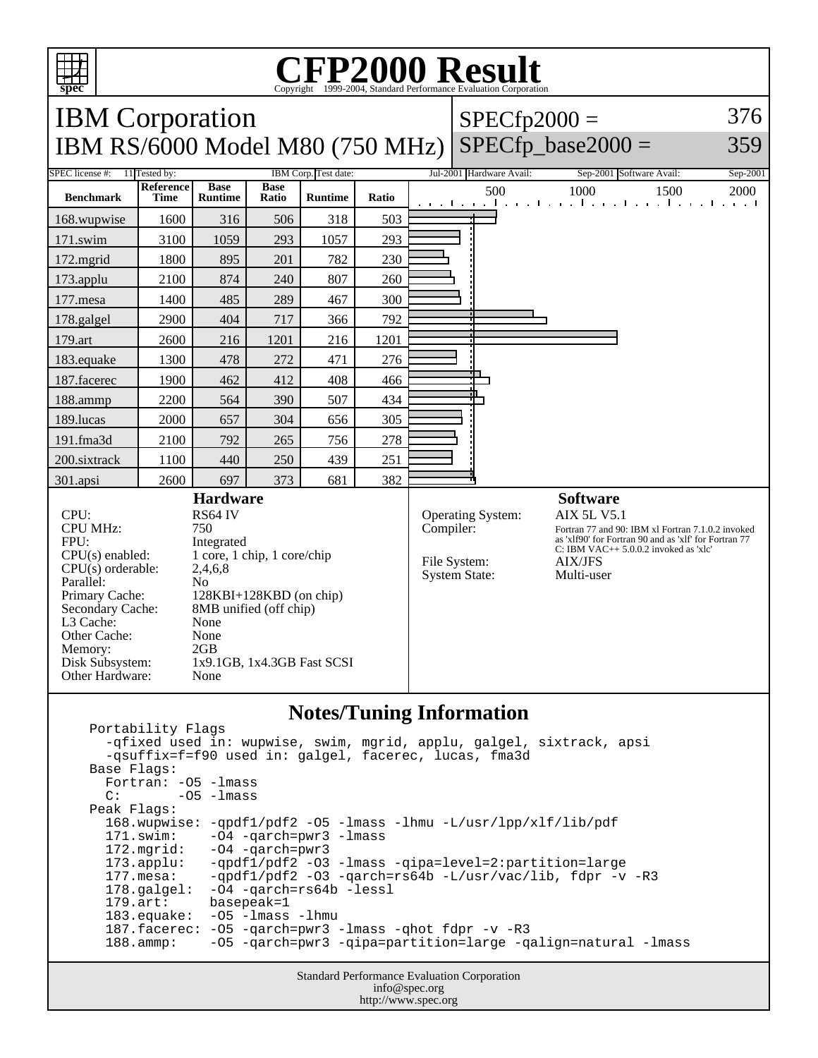# CFP2000 Result

Copyright 1999-2004, Standard Performance Evaluation Corporation

## IBM Corporation
## IBM RS/6000 Model M80 (750 MHz)

SPECfp2000 = 376

SPECfp_base2000 = 359

SPEC license #: 11 | Tested by: IBM Corp. | Test date: Jul-2001 | Hardware Avail: Sep-2001 | Software Avail: Sep-2001

| Benchmark | Reference Time | Base Runtime | Base Ratio | Runtime | Ratio |
|---|---|---|---|---|---|
| 168.wupwise | 1600 | 316 | 506 | 318 | 503 |
| 171.swim | 3100 | 1059 | 293 | 1057 | 293 |
| 172.mgrid | 1800 | 895 | 201 | 782 | 230 |
| 173.applu | 2100 | 874 | 240 | 807 | 260 |
| 177.mesa | 1400 | 485 | 289 | 467 | 300 |
| 178.galgel | 2900 | 404 | 717 | 366 | 792 |
| 179.art | 2600 | 216 | 1201 | 216 | 1201 |
| 183.equake | 1300 | 478 | 272 | 471 | 276 |
| 187.facerec | 1900 | 462 | 412 | 408 | 466 |
| 188.ammp | 2200 | 564 | 390 | 507 | 434 |
| 189.lucas | 2000 | 657 | 304 | 656 | 305 |
| 191.fma3d | 2100 | 792 | 265 | 756 | 278 |
| 200.sixtrack | 1100 | 440 | 250 | 439 | 251 |
| 301.apsi | 2600 | 697 | 373 | 681 | 382 |

### Hardware

| | |
|---|---|
| CPU: | RS64 IV |
| CPU MHz: | 750 |
| FPU: | Integrated |
| CPU(s) enabled: | 1 core, 1 chip, 1 core/chip |
| CPU(s) orderable: | 2,4,6,8 |
| Parallel: | No |
| Primary Cache: | 128KBI+128KBD (on chip) |
| Secondary Cache: | 8MB unified (off chip) |
| L3 Cache: | None |
| Other Cache: | None |
| Memory: | 2GB |
| Disk Subsystem: | 1x9.1GB, 1x4.3GB Fast SCSI |
| Other Hardware: | None |

### Software

| | |
|---|---|
| Operating System: | AIX 5L V5.1 |
| Compiler: | Fortran 77 and 90: IBM xl Fortran 7.1.0.2 invoked as 'xlf90' for Fortran 90 and as 'xlf' for Fortran 77 C: IBM VAC++ 5.0.0.2 invoked as 'xlc' |
| File System: | AIX/JFS |
| System State: | Multi-user |

### Notes/Tuning Information

```
Portability Flags
  -qfixed used in: wupwise, swim, mgrid, applu, galgel, sixtrack, apsi
  -qsuffix=f=f90 used in: galgel, facerec, lucas, fma3d
Base Flags:
  Fortran: -O5 -lmass
  C:       -O5 -lmass
Peak Flags:
  168.wupwise: -qpdf1/pdf2 -O5 -lmass -lhmu -L/usr/lpp/xlf/lib/pdf
  171.swim:    -O4 -qarch=pwr3 -lmass
  172.mgrid:   -O4 -qarch=pwr3
  173.applu:   -qpdf1/pdf2 -O3 -lmass -qipa=level=2:partition=large
  177.mesa:    -qpdf1/pdf2 -O3 -qarch=rs64b -L/usr/vac/lib, fdpr -v -R3
  178.galgel:  -O4 -qarch=rs64b -lessl
  179.art:     basepeak=1
  183.equake:  -O5 -lmass -lhmu
  187.facerec: -O5 -qarch=pwr3 -lmass -qhot fdpr -v -R3
  188.ammp:    -O5 -qarch=pwr3 -qipa=partition=large -qalign=natural -lmass
```

Standard Performance Evaluation Corporation
info@spec.org
http://www.spec.org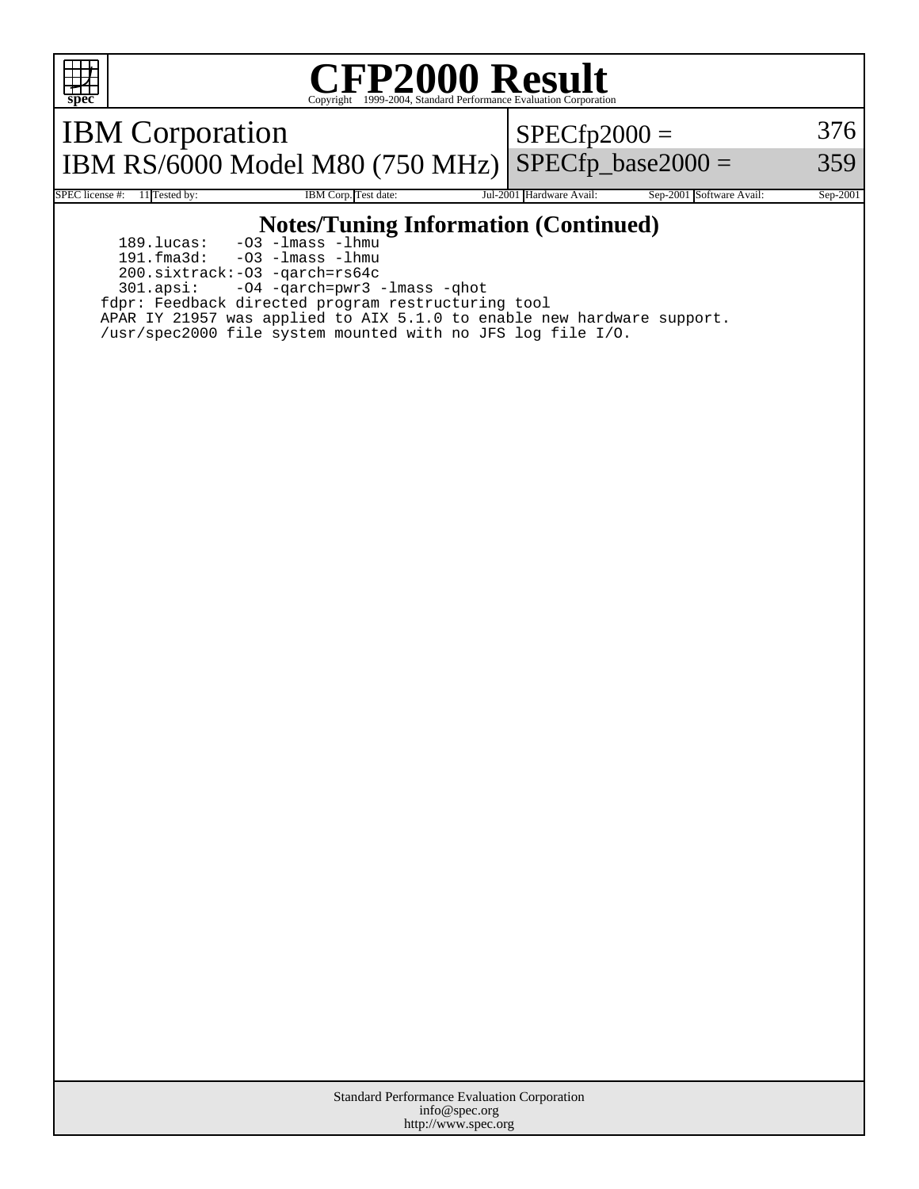# CFP2000 Result

Copyright 1999-2004, Standard Performance Evaluation Corporation

**IBM Corporation**
**IBM RS/6000 Model M80 (750 MHz)**

SPECfp2000 = 376
SPECfp_base2000 = 359

| SPEC license #: | 11 | Tested by: | IBM Corp. | Test date: | Jul-2001 | Hardware Avail: | Sep-2001 | Software Avail: | Sep-2001 |
|---|---|---|---|---|---|---|---|---|---|

## Notes/Tuning Information (Continued)

```
  189.lucas:   -O3 -lmass -lhmu
  191.fma3d:   -O3 -lmass -lhmu
  200.sixtrack:-O3 -qarch=rs64c
  301.apsi:    -O4 -qarch=pwr3 -lmass -qhot
fdpr: Feedback directed program restructuring tool
APAR IY 21957 was applied to AIX 5.1.0 to enable new hardware support.
/usr/spec2000 file system mounted with no JFS log file I/O.
```

Standard Performance Evaluation Corporation
info@spec.org
http://www.spec.org